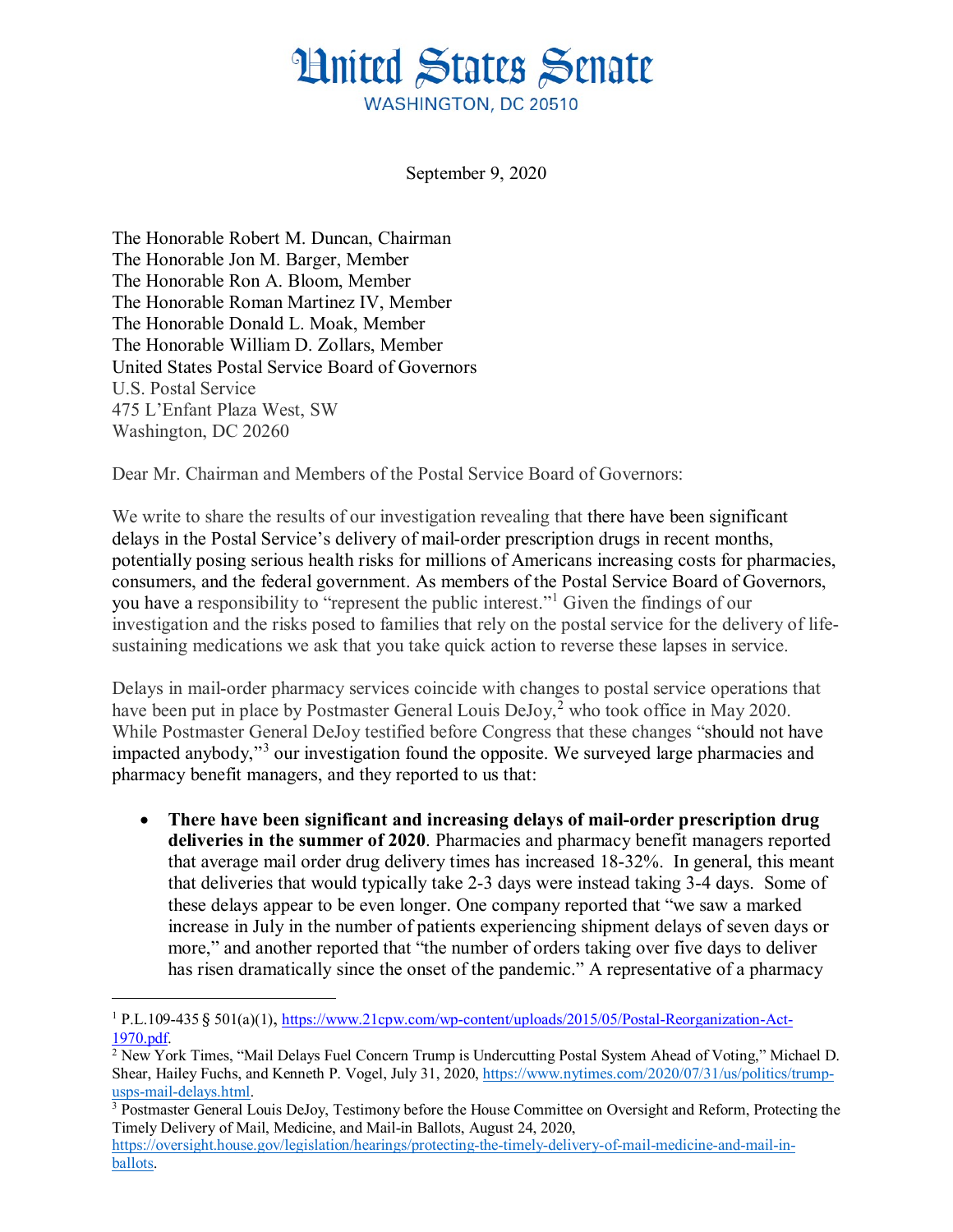# United States Senate

WASHINGTON, DC 20510

September 9, 2020

The Honorable Robert M. Duncan, Chairman
The Honorable Jon M. Barger, Member
The Honorable Ron A. Bloom, Member
The Honorable Roman Martinez IV, Member
The Honorable Donald L. Moak, Member
The Honorable William D. Zollars, Member
United States Postal Service Board of Governors
U.S. Postal Service
475 L'Enfant Plaza West, SW
Washington, DC 20260

Dear Mr. Chairman and Members of the Postal Service Board of Governors:

We write to share the results of our investigation revealing that there have been significant delays in the Postal Service's delivery of mail-order prescription drugs in recent months, potentially posing serious health risks for millions of Americans increasing costs for pharmacies, consumers, and the federal government. As members of the Postal Service Board of Governors, you have a responsibility to "represent the public interest."[1] Given the findings of our investigation and the risks posed to families that rely on the postal service for the delivery of life-sustaining medications we ask that you take quick action to reverse these lapses in service.

Delays in mail-order pharmacy services coincide with changes to postal service operations that have been put in place by Postmaster General Louis DeJoy,[2] who took office in May 2020. While Postmaster General DeJoy testified before Congress that these changes "should not have impacted anybody,"[3] our investigation found the opposite. We surveyed large pharmacies and pharmacy benefit managers, and they reported to us that:

- **There have been significant and increasing delays of mail-order prescription drug deliveries in the summer of 2020**. Pharmacies and pharmacy benefit managers reported that average mail order drug delivery times has increased 18-32%. In general, this meant that deliveries that would typically take 2-3 days were instead taking 3-4 days. Some of these delays appear to be even longer. One company reported that "we saw a marked increase in July in the number of patients experiencing shipment delays of seven days or more," and another reported that "the number of orders taking over five days to deliver has risen dramatically since the onset of the pandemic." A representative of a pharmacy

---

[1] P.L.109-435 § 501(a)(1), https://www.21cpw.com/wp-content/uploads/2015/05/Postal-Reorganization-Act-1970.pdf.

[2] New York Times, "Mail Delays Fuel Concern Trump is Undercutting Postal System Ahead of Voting," Michael D. Shear, Hailey Fuchs, and Kenneth P. Vogel, July 31, 2020, https://www.nytimes.com/2020/07/31/us/politics/trump-usps-mail-delays.html.

[3] Postmaster General Louis DeJoy, Testimony before the House Committee on Oversight and Reform, Protecting the Timely Delivery of Mail, Medicine, and Mail-in Ballots, August 24, 2020, https://oversight.house.gov/legislation/hearings/protecting-the-timely-delivery-of-mail-medicine-and-mail-in-ballots.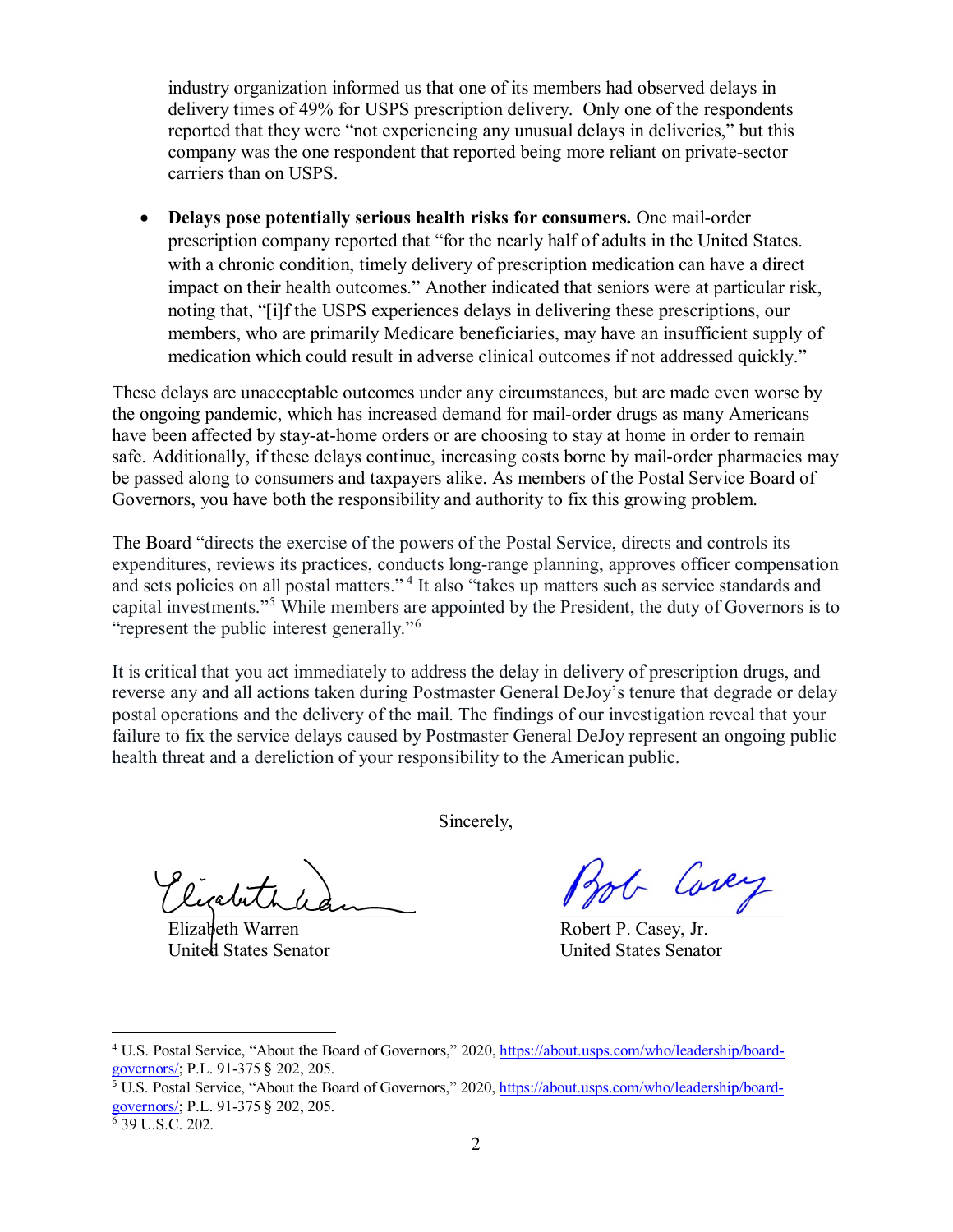industry organization informed us that one of its members had observed delays in delivery times of 49% for USPS prescription delivery. Only one of the respondents reported that they were "not experiencing any unusual delays in deliveries," but this company was the one respondent that reported being more reliant on private-sector carriers than on USPS.

- **Delays pose potentially serious health risks for consumers.** One mail-order prescription company reported that "for the nearly half of adults in the United States. with a chronic condition, timely delivery of prescription medication can have a direct impact on their health outcomes." Another indicated that seniors were at particular risk, noting that, "[i]f the USPS experiences delays in delivering these prescriptions, our members, who are primarily Medicare beneficiaries, may have an insufficient supply of medication which could result in adverse clinical outcomes if not addressed quickly."

These delays are unacceptable outcomes under any circumstances, but are made even worse by the ongoing pandemic, which has increased demand for mail-order drugs as many Americans have been affected by stay-at-home orders or are choosing to stay at home in order to remain safe. Additionally, if these delays continue, increasing costs borne by mail-order pharmacies may be passed along to consumers and taxpayers alike. As members of the Postal Service Board of Governors, you have both the responsibility and authority to fix this growing problem.

The Board "directs the exercise of the powers of the Postal Service, directs and controls its expenditures, reviews its practices, conducts long-range planning, approves officer compensation and sets policies on all postal matters."[4] It also "takes up matters such as service standards and capital investments."[5] While members are appointed by the President, the duty of Governors is to "represent the public interest generally."[6]

It is critical that you act immediately to address the delay in delivery of prescription drugs, and reverse any and all actions taken during Postmaster General DeJoy's tenure that degrade or delay postal operations and the delivery of the mail. The findings of our investigation reveal that your failure to fix the service delays caused by Postmaster General DeJoy represent an ongoing public health threat and a dereliction of your responsibility to the American public.

Sincerely,

Elizabeth Warren
United States Senator

Robert P. Casey, Jr.
United States Senator

[4] U.S. Postal Service, "About the Board of Governors," 2020, https://about.usps.com/who/leadership/board-governors/; P.L. 91-375 § 202, 205.

[5] U.S. Postal Service, "About the Board of Governors," 2020, https://about.usps.com/who/leadership/board-governors/; P.L. 91-375 § 202, 205.

[6] 39 U.S.C. 202.